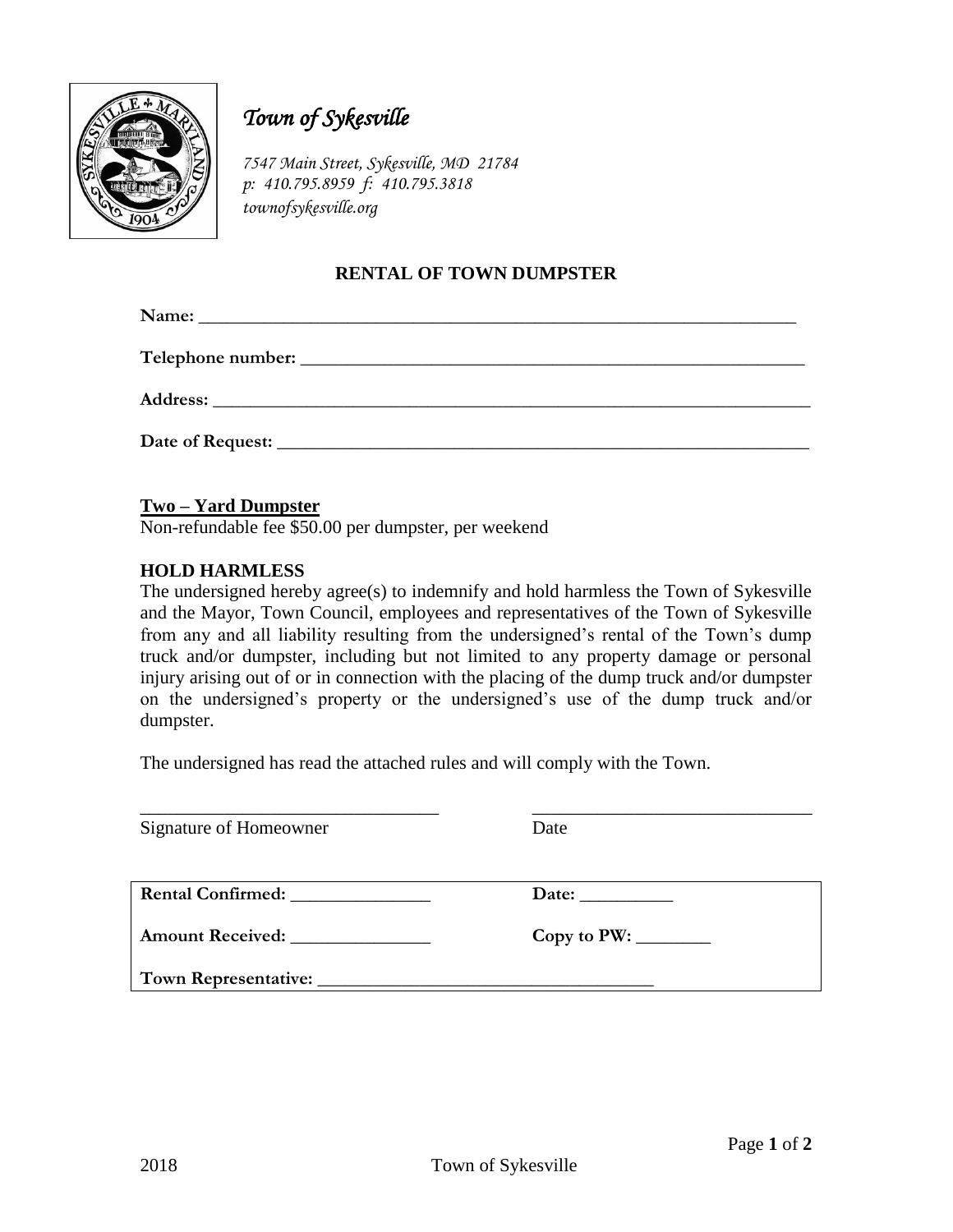# *Town of Sykesville*

*7547 Main Street, Sykesville, MD 21784*
*p: 410.795.8959 f: 410.795.3818*
*townofsykesville.org*

## RENTAL OF TOWN DUMPSTER

**Name:** ___________________________________________________________________

**Telephone number:** _________________________________________________________

**Address:** _________________________________________________________________

**Date of Request:** ___________________________________________________________

**Two – Yard Dumpster**
Non-refundable fee $50.00 per dumpster, per weekend

**HOLD HARMLESS**

The undersigned hereby agree(s) to indemnify and hold harmless the Town of Sykesville and the Mayor, Town Council, employees and representatives of the Town of Sykesville from any and all liability resulting from the undersigned's rental of the Town's dump truck and/or dumpster, including but not limited to any property damage or personal injury arising out of or in connection with the placing of the dump truck and/or dumpster on the undersigned's property or the undersigned's use of the dump truck and/or dumpster.

The undersigned has read the attached rules and will comply with the Town.

________________________________ ______________________________
Signature of Homeowner Date

| **Rental Confirmed:** _______________ | **Date:** __________ |
|---|---|
| **Amount Received:** _______________ | **Copy to PW:** ________ |
| **Town Representative:** ___________________________________ | |

2018 Town of Sykesville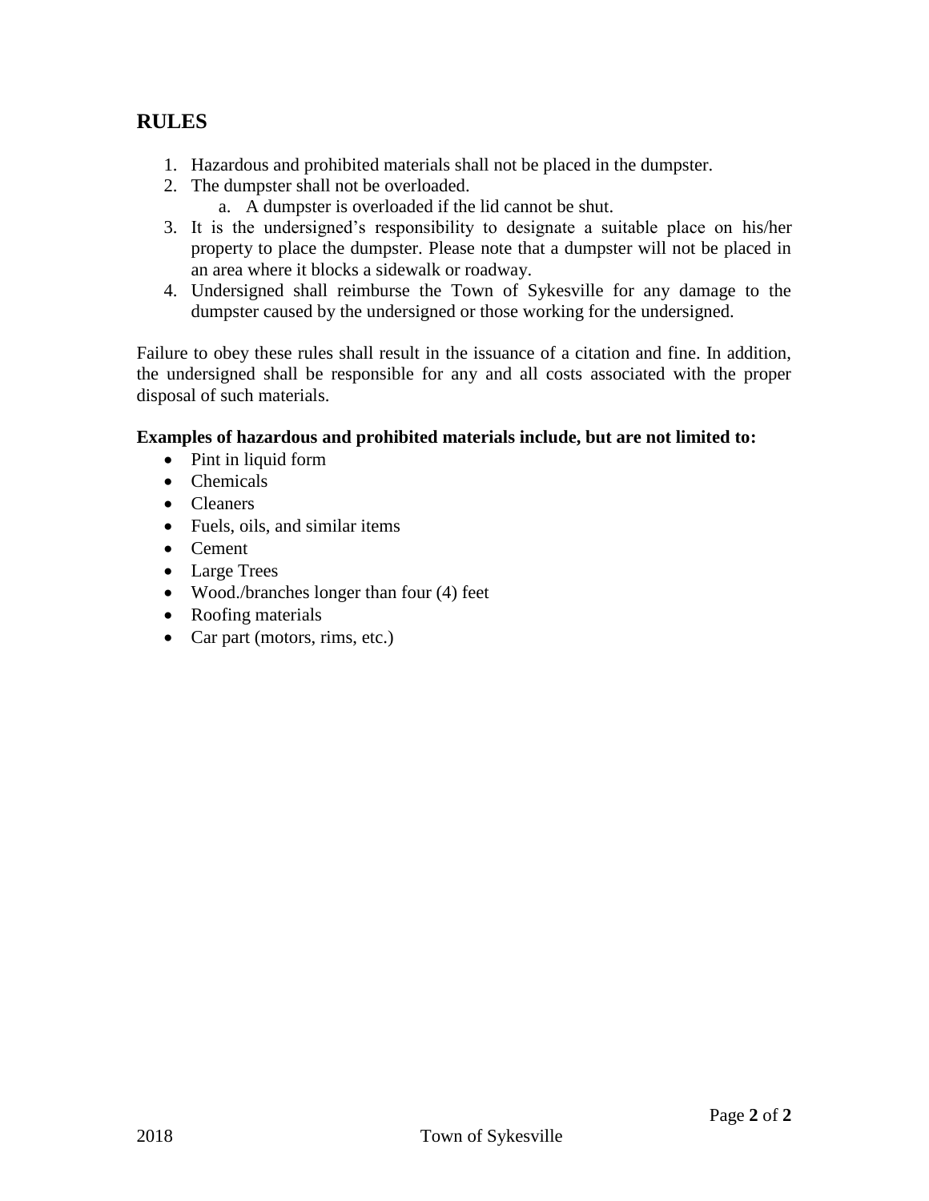## RULES

1. Hazardous and prohibited materials shall not be placed in the dumpster.
2. The dumpster shall not be overloaded.
   a. A dumpster is overloaded if the lid cannot be shut.
3. It is the undersigned's responsibility to designate a suitable place on his/her property to place the dumpster. Please note that a dumpster will not be placed in an area where it blocks a sidewalk or roadway.
4. Undersigned shall reimburse the Town of Sykesville for any damage to the dumpster caused by the undersigned or those working for the undersigned.

Failure to obey these rules shall result in the issuance of a citation and fine. In addition, the undersigned shall be responsible for any and all costs associated with the proper disposal of such materials.

**Examples of hazardous and prohibited materials include, but are not limited to:**

- Pint in liquid form
- Chemicals
- Cleaners
- Fuels, oils, and similar items
- Cement
- Large Trees
- Wood./branches longer than four (4) feet
- Roofing materials
- Car part (motors, rims, etc.)